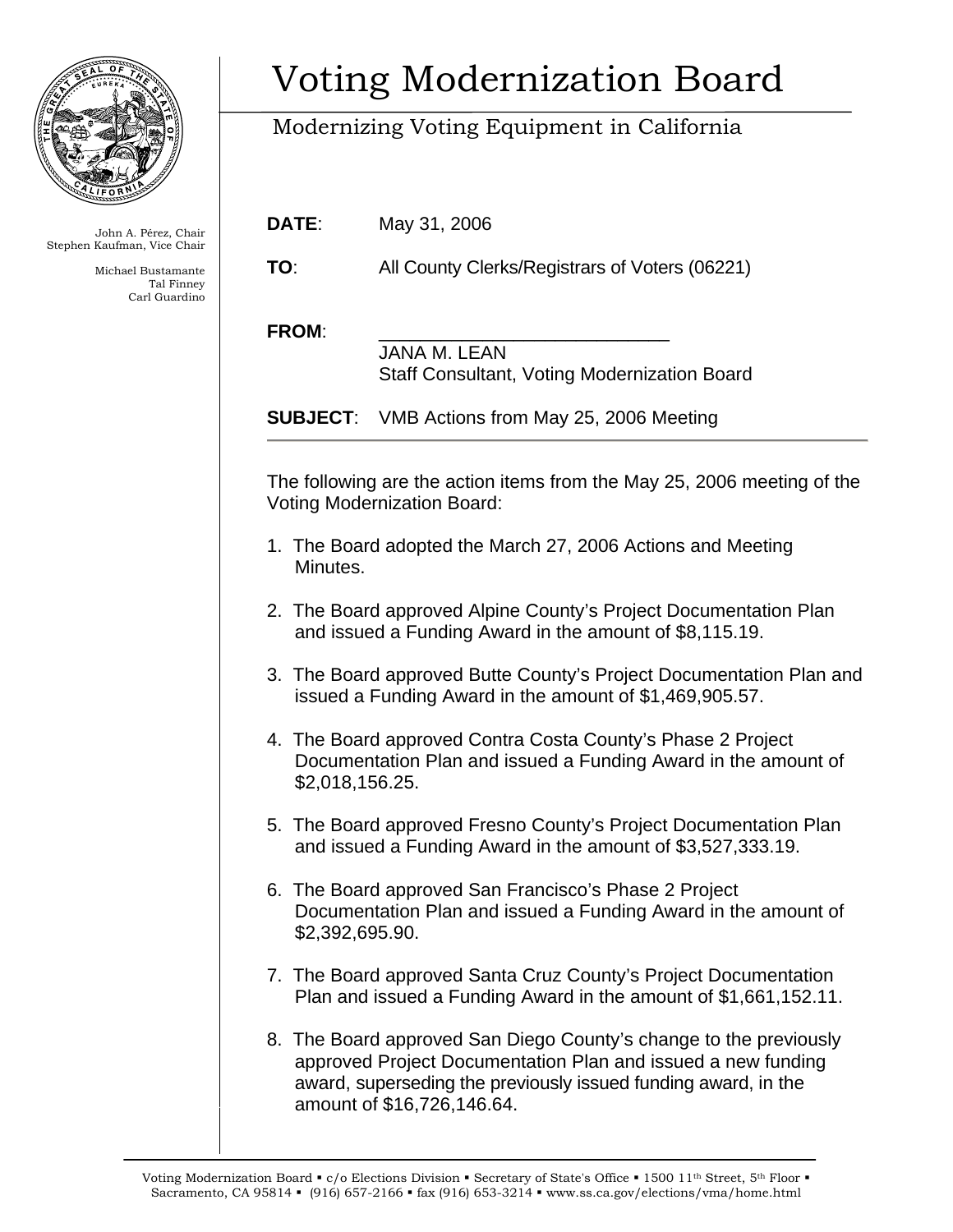# Voting Modernization Board

Modernizing Voting Equipment in California

John A. Pérez, Chair
Stephen Kaufman, Vice Chair

Michael Bustamante
Tal Finney
Carl Guardino

**DATE**: May 31, 2006

**TO**: All County Clerks/Registrars of Voters (06221)

**FROM**: ____________________________
JANA M. LEAN
Staff Consultant, Voting Modernization Board

**SUBJECT**: VMB Actions from May 25, 2006 Meeting

---

The following are the action items from the May 25, 2006 meeting of the Voting Modernization Board:

1. The Board adopted the March 27, 2006 Actions and Meeting Minutes.

2. The Board approved Alpine County's Project Documentation Plan and issued a Funding Award in the amount of $8,115.19.

3. The Board approved Butte County's Project Documentation Plan and issued a Funding Award in the amount of $1,469,905.57.

4. The Board approved Contra Costa County's Phase 2 Project Documentation Plan and issued a Funding Award in the amount of $2,018,156.25.

5. The Board approved Fresno County's Project Documentation Plan and issued a Funding Award in the amount of $3,527,333.19.

6. The Board approved San Francisco's Phase 2 Project Documentation Plan and issued a Funding Award in the amount of $2,392,695.90.

7. The Board approved Santa Cruz County's Project Documentation Plan and issued a Funding Award in the amount of $1,661,152.11.

8. The Board approved San Diego County's change to the previously approved Project Documentation Plan and issued a new funding award, superseding the previously issued funding award, in the amount of $16,726,146.64.

Voting Modernization Board ▪ c/o Elections Division ▪ Secretary of State's Office ▪ 1500 11th Street, 5th Floor ▪ Sacramento, CA 95814 ▪ (916) 657-2166 ▪ fax (916) 653-3214 ▪ www.ss.ca.gov/elections/vma/home.html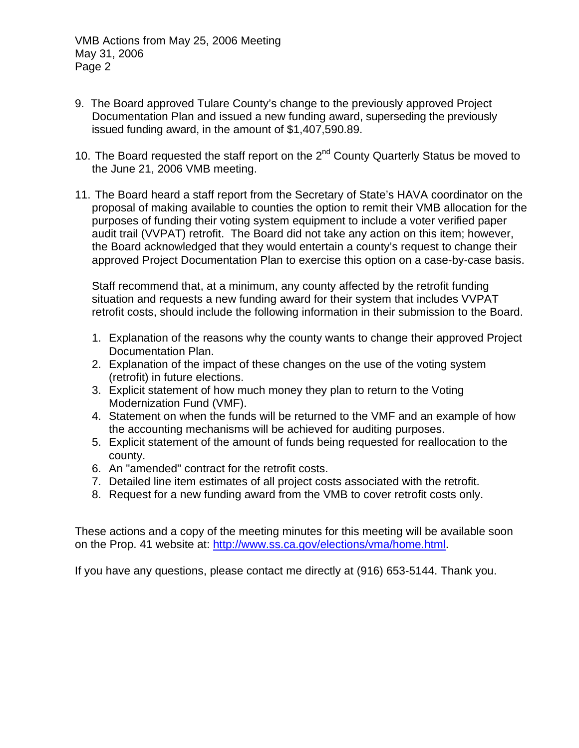9. The Board approved Tulare County's change to the previously approved Project Documentation Plan and issued a new funding award, superseding the previously issued funding award, in the amount of $1,407,590.89.

10. The Board requested the staff report on the 2nd County Quarterly Status be moved to the June 21, 2006 VMB meeting.

11. The Board heard a staff report from the Secretary of State's HAVA coordinator on the proposal of making available to counties the option to remit their VMB allocation for the purposes of funding their voting system equipment to include a voter verified paper audit trail (VVPAT) retrofit. The Board did not take any action on this item; however, the Board acknowledged that they would entertain a county's request to change their approved Project Documentation Plan to exercise this option on a case-by-case basis.

    Staff recommend that, at a minimum, any county affected by the retrofit funding situation and requests a new funding award for their system that includes VVPAT retrofit costs, should include the following information in their submission to the Board.

    1. Explanation of the reasons why the county wants to change their approved Project Documentation Plan.
    2. Explanation of the impact of these changes on the use of the voting system (retrofit) in future elections.
    3. Explicit statement of how much money they plan to return to the Voting Modernization Fund (VMF).
    4. Statement on when the funds will be returned to the VMF and an example of how the accounting mechanisms will be achieved for auditing purposes.
    5. Explicit statement of the amount of funds being requested for reallocation to the county.
    6. An "amended" contract for the retrofit costs.
    7. Detailed line item estimates of all project costs associated with the retrofit.
    8. Request for a new funding award from the VMB to cover retrofit costs only.

These actions and a copy of the meeting minutes for this meeting will be available soon on the Prop. 41 website at: http://www.ss.ca.gov/elections/vma/home.html.

If you have any questions, please contact me directly at (916) 653-5144. Thank you.